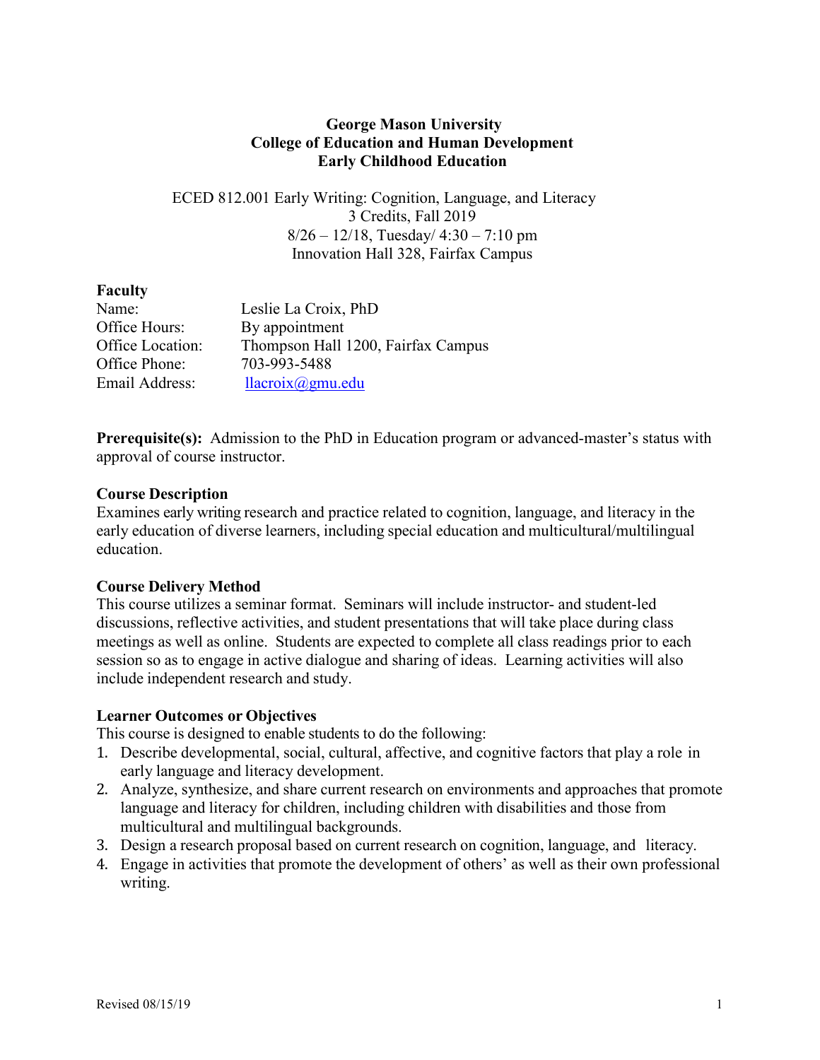**George Mason University**
**College of Education and Human Development**
**Early Childhood Education**

ECED 812.001 Early Writing: Cognition, Language, and Literacy
3 Credits, Fall 2019
8/26 – 12/18, Tuesday/ 4:30 – 7:10 pm
Innovation Hall 328, Fairfax Campus

**Faculty**

| | |
|---|---|
| Name: | Leslie La Croix, PhD |
| Office Hours: | By appointment |
| Office Location: | Thompson Hall 1200, Fairfax Campus |
| Office Phone: | 703-993-5488 |
| Email Address: | llacroix@gmu.edu |

**Prerequisite(s):** Admission to the PhD in Education program or advanced-master's status with approval of course instructor.

**Course Description**

Examines early writing research and practice related to cognition, language, and literacy in the early education of diverse learners, including special education and multicultural/multilingual education.

**Course Delivery Method**

This course utilizes a seminar format. Seminars will include instructor- and student-led discussions, reflective activities, and student presentations that will take place during class meetings as well as online. Students are expected to complete all class readings prior to each session so as to engage in active dialogue and sharing of ideas. Learning activities will also include independent research and study.

**Learner Outcomes or Objectives**

This course is designed to enable students to do the following:

1. Describe developmental, social, cultural, affective, and cognitive factors that play a role in early language and literacy development.
2. Analyze, synthesize, and share current research on environments and approaches that promote language and literacy for children, including children with disabilities and those from multicultural and multilingual backgrounds.
3. Design a research proposal based on current research on cognition, language, and literacy.
4. Engage in activities that promote the development of others' as well as their own professional writing.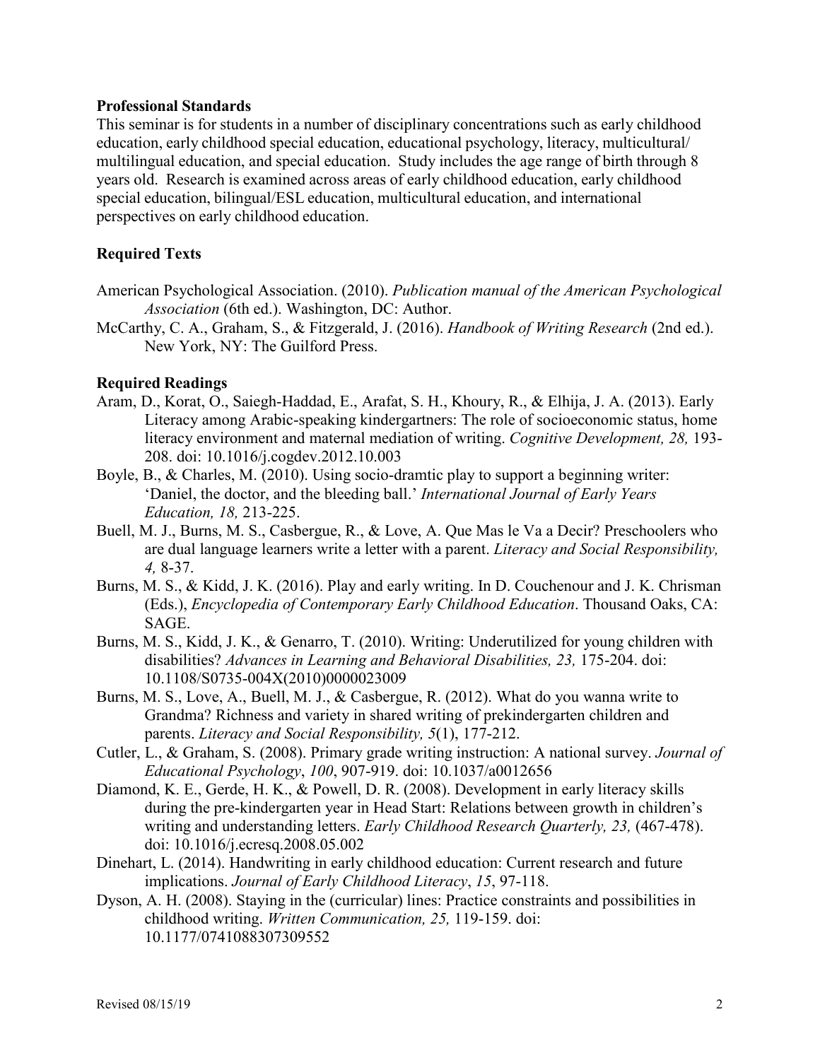**Professional Standards**

This seminar is for students in a number of disciplinary concentrations such as early childhood education, early childhood special education, educational psychology, literacy, multicultural/ multilingual education, and special education. Study includes the age range of birth through 8 years old. Research is examined across areas of early childhood education, early childhood special education, bilingual/ESL education, multicultural education, and international perspectives on early childhood education.

**Required Texts**

American Psychological Association. (2010). *Publication manual of the American Psychological Association* (6th ed.). Washington, DC: Author.

McCarthy, C. A., Graham, S., & Fitzgerald, J. (2016). *Handbook of Writing Research* (2nd ed.). New York, NY: The Guilford Press.

**Required Readings**

Aram, D., Korat, O., Saiegh-Haddad, E., Arafat, S. H., Khoury, R., & Elhija, J. A. (2013). Early Literacy among Arabic-speaking kindergartners: The role of socioeconomic status, home literacy environment and maternal mediation of writing. *Cognitive Development, 28,* 193-208. doi: 10.1016/j.cogdev.2012.10.003

Boyle, B., & Charles, M. (2010). Using socio-dramtic play to support a beginning writer: 'Daniel, the doctor, and the bleeding ball.' *International Journal of Early Years Education, 18,* 213-225.

Buell, M. J., Burns, M. S., Casbergue, R., & Love, A. Que Mas le Va a Decir? Preschoolers who are dual language learners write a letter with a parent. *Literacy and Social Responsibility, 4,* 8-37.

Burns, M. S., & Kidd, J. K. (2016). Play and early writing. In D. Couchenour and J. K. Chrisman (Eds.), *Encyclopedia of Contemporary Early Childhood Education*. Thousand Oaks, CA: SAGE.

Burns, M. S., Kidd, J. K., & Genarro, T. (2010). Writing: Underutilized for young children with disabilities? *Advances in Learning and Behavioral Disabilities, 23,* 175-204. doi: 10.1108/S0735-004X(2010)0000023009

Burns, M. S., Love, A., Buell, M. J., & Casbergue, R. (2012). What do you wanna write to Grandma? Richness and variety in shared writing of prekindergarten children and parents. *Literacy and Social Responsibility, 5*(1), 177-212.

Cutler, L., & Graham, S. (2008). Primary grade writing instruction: A national survey. *Journal of Educational Psychology*, *100*, 907-919. doi: 10.1037/a0012656

Diamond, K. E., Gerde, H. K., & Powell, D. R. (2008). Development in early literacy skills during the pre-kindergarten year in Head Start: Relations between growth in children's writing and understanding letters. *Early Childhood Research Quarterly, 23,* (467-478). doi: 10.1016/j.ecresq.2008.05.002

Dinehart, L. (2014). Handwriting in early childhood education: Current research and future implications. *Journal of Early Childhood Literacy*, *15*, 97-118.

Dyson, A. H. (2008). Staying in the (curricular) lines: Practice constraints and possibilities in childhood writing. *Written Communication, 25,* 119-159. doi: 10.1177/0741088307309552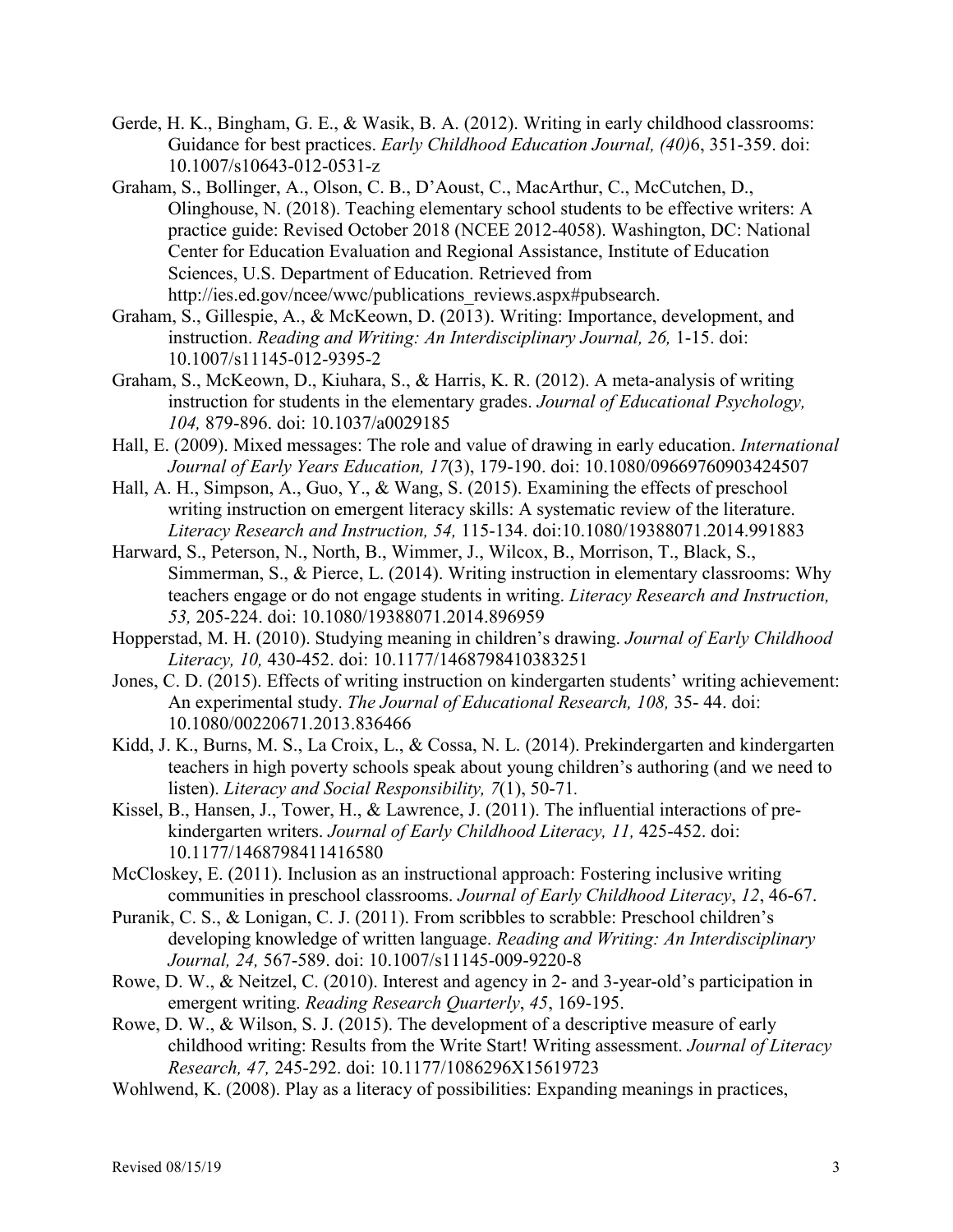Gerde, H. K., Bingham, G. E., & Wasik, B. A. (2012). Writing in early childhood classrooms: Guidance for best practices. *Early Childhood Education Journal, (40)*6, 351-359. doi: 10.1007/s10643-012-0531-z

Graham, S., Bollinger, A., Olson, C. B., D'Aoust, C., MacArthur, C., McCutchen, D., Olinghouse, N. (2018). Teaching elementary school students to be effective writers: A practice guide: Revised October 2018 (NCEE 2012-4058). Washington, DC: National Center for Education Evaluation and Regional Assistance, Institute of Education Sciences, U.S. Department of Education. Retrieved from http://ies.ed.gov/ncee/wwc/publications_reviews.aspx#pubsearch.

Graham, S., Gillespie, A., & McKeown, D. (2013). Writing: Importance, development, and instruction. *Reading and Writing: An Interdisciplinary Journal, 26,* 1-15. doi: 10.1007/s11145-012-9395-2

Graham, S., McKeown, D., Kiuhara, S., & Harris, K. R. (2012). A meta-analysis of writing instruction for students in the elementary grades. *Journal of Educational Psychology, 104,* 879-896. doi: 10.1037/a0029185

Hall, E. (2009). Mixed messages: The role and value of drawing in early education. *International Journal of Early Years Education, 17*(3), 179-190. doi: 10.1080/09669760903424507

Hall, A. H., Simpson, A., Guo, Y., & Wang, S. (2015). Examining the effects of preschool writing instruction on emergent literacy skills: A systematic review of the literature. *Literacy Research and Instruction, 54,* 115-134. doi:10.1080/19388071.2014.991883

Harward, S., Peterson, N., North, B., Wimmer, J., Wilcox, B., Morrison, T., Black, S., Simmerman, S., & Pierce, L. (2014). Writing instruction in elementary classrooms: Why teachers engage or do not engage students in writing. *Literacy Research and Instruction, 53,* 205-224. doi: 10.1080/19388071.2014.896959

Hopperstad, M. H. (2010). Studying meaning in children's drawing. *Journal of Early Childhood Literacy, 10,* 430-452. doi: 10.1177/1468798410383251

Jones, C. D. (2015). Effects of writing instruction on kindergarten students' writing achievement: An experimental study. *The Journal of Educational Research, 108,* 35- 44. doi: 10.1080/00220671.2013.836466

Kidd, J. K., Burns, M. S., La Croix, L., & Cossa, N. L. (2014). Prekindergarten and kindergarten teachers in high poverty schools speak about young children's authoring (and we need to listen). *Literacy and Social Responsibility, 7*(1), 50-71.

Kissel, B., Hansen, J., Tower, H., & Lawrence, J. (2011). The influential interactions of pre-kindergarten writers. *Journal of Early Childhood Literacy, 11,* 425-452. doi: 10.1177/1468798411416580

McCloskey, E. (2011). Inclusion as an instructional approach: Fostering inclusive writing communities in preschool classrooms. *Journal of Early Childhood Literacy*, *12*, 46-67.

Puranik, C. S., & Lonigan, C. J. (2011). From scribbles to scrabble: Preschool children's developing knowledge of written language. *Reading and Writing: An Interdisciplinary Journal, 24,* 567-589. doi: 10.1007/s11145-009-9220-8

Rowe, D. W., & Neitzel, C. (2010). Interest and agency in 2- and 3-year-old's participation in emergent writing. *Reading Research Quarterly*, *45*, 169-195.

Rowe, D. W., & Wilson, S. J. (2015). The development of a descriptive measure of early childhood writing: Results from the Write Start! Writing assessment. *Journal of Literacy Research, 47,* 245-292. doi: 10.1177/1086296X15619723

Wohlwend, K. (2008). Play as a literacy of possibilities: Expanding meanings in practices,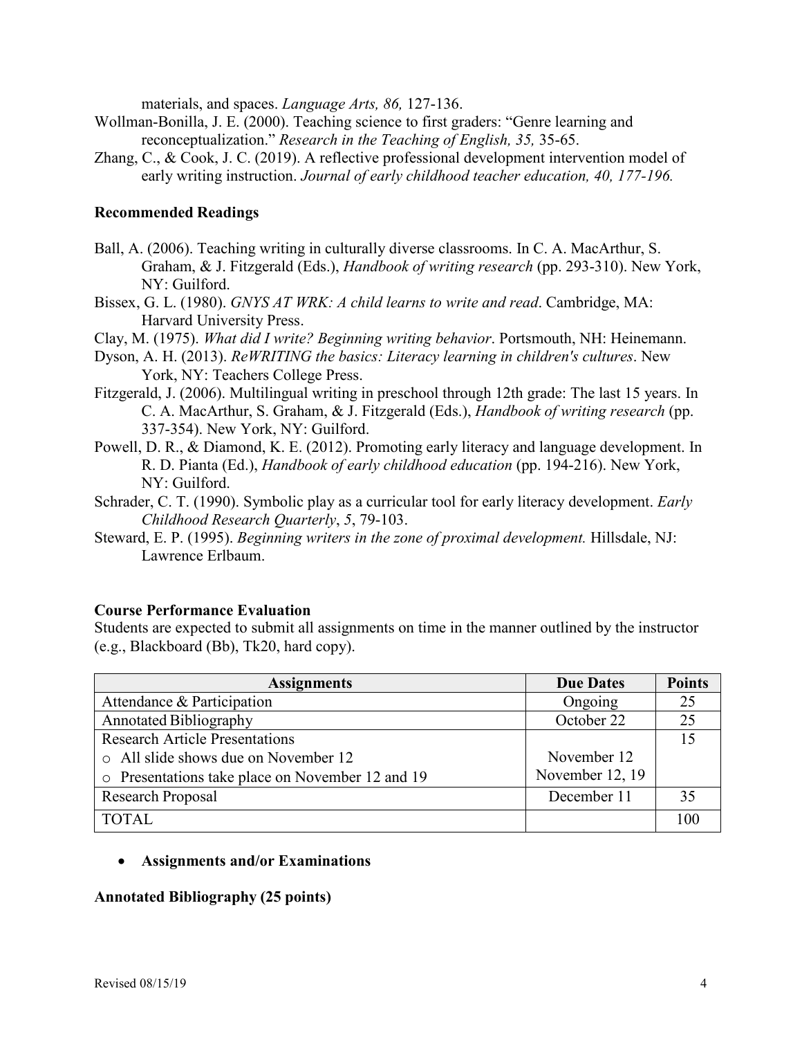materials, and spaces. *Language Arts, 86,* 127-136.

Wollman-Bonilla, J. E. (2000). Teaching science to first graders: "Genre learning and reconceptualization." *Research in the Teaching of English, 35,* 35-65.

Zhang, C., & Cook, J. C. (2019). A reflective professional development intervention model of early writing instruction. *Journal of early childhood teacher education, 40, 177-196.*

**Recommended Readings**

Ball, A. (2006). Teaching writing in culturally diverse classrooms. In C. A. MacArthur, S. Graham, & J. Fitzgerald (Eds.), *Handbook of writing research* (pp. 293-310). New York, NY: Guilford.

Bissex, G. L. (1980). *GNYS AT WRK: A child learns to write and read*. Cambridge, MA: Harvard University Press.

Clay, M. (1975). *What did I write? Beginning writing behavior*. Portsmouth, NH: Heinemann.

Dyson, A. H. (2013). *ReWRITING the basics: Literacy learning in children's cultures*. New York, NY: Teachers College Press.

Fitzgerald, J. (2006). Multilingual writing in preschool through 12th grade: The last 15 years. In C. A. MacArthur, S. Graham, & J. Fitzgerald (Eds.), *Handbook of writing research* (pp. 337-354). New York, NY: Guilford.

Powell, D. R., & Diamond, K. E. (2012). Promoting early literacy and language development. In R. D. Pianta (Ed.), *Handbook of early childhood education* (pp. 194-216). New York, NY: Guilford.

Schrader, C. T. (1990). Symbolic play as a curricular tool for early literacy development. *Early Childhood Research Quarterly*, *5*, 79-103.

Steward, E. P. (1995). *Beginning writers in the zone of proximal development.* Hillsdale, NJ: Lawrence Erlbaum.

**Course Performance Evaluation**

Students are expected to submit all assignments on time in the manner outlined by the instructor (e.g., Blackboard (Bb), Tk20, hard copy).

| Assignments | Due Dates | Points |
|---|---|---|
| Attendance & Participation | Ongoing | 25 |
| Annotated Bibliography | October 22 | 25 |
| Research Article Presentations<br>○ All slide shows due on November 12<br>○ Presentations take place on November 12 and 19 | <br>November 12<br>November 12, 19 | 15 |
| Research Proposal | December 11 | 35 |
| TOTAL | | 100 |

- **Assignments and/or Examinations**

**Annotated Bibliography (25 points)**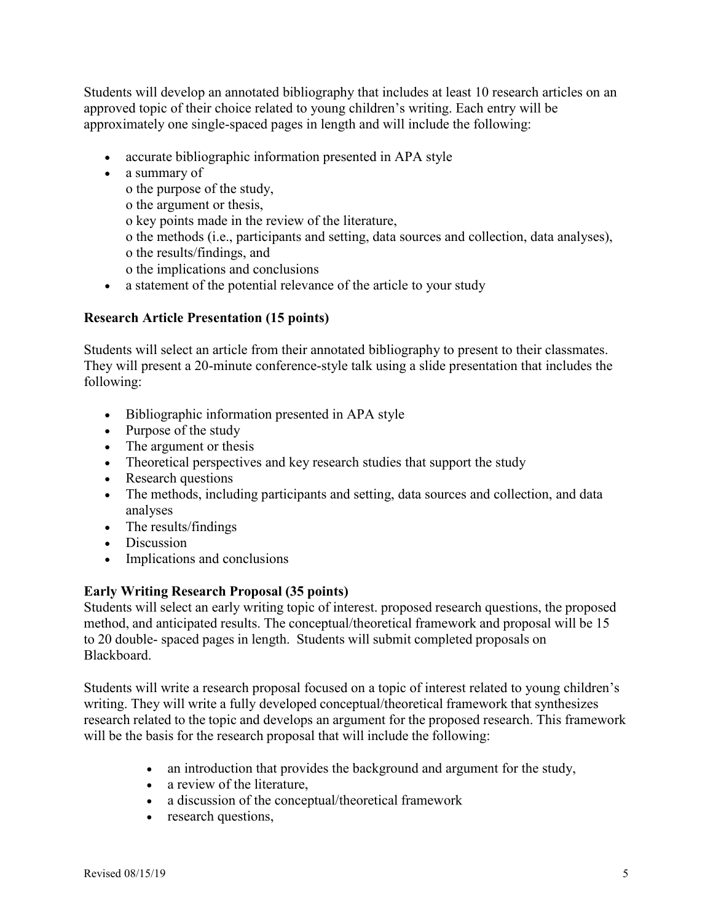Students will develop an annotated bibliography that includes at least 10 research articles on an approved topic of their choice related to young children's writing. Each entry will be approximately one single-spaced pages in length and will include the following:

- accurate bibliographic information presented in APA style
- a summary of
  - the purpose of the study,
  - the argument or thesis,
  - key points made in the review of the literature,
  - the methods (i.e., participants and setting, data sources and collection, data analyses),
  - the results/findings, and
  - the implications and conclusions
- a statement of the potential relevance of the article to your study

### Research Article Presentation (15 points)

Students will select an article from their annotated bibliography to present to their classmates. They will present a 20-minute conference-style talk using a slide presentation that includes the following:

- Bibliographic information presented in APA style
- Purpose of the study
- The argument or thesis
- Theoretical perspectives and key research studies that support the study
- Research questions
- The methods, including participants and setting, data sources and collection, and data analyses
- The results/findings
- Discussion
- Implications and conclusions

### Early Writing Research Proposal (35 points)

Students will select an early writing topic of interest. proposed research questions, the proposed method, and anticipated results. The conceptual/theoretical framework and proposal will be 15 to 20 double- spaced pages in length. Students will submit completed proposals on Blackboard.

Students will write a research proposal focused on a topic of interest related to young children's writing. They will write a fully developed conceptual/theoretical framework that synthesizes research related to the topic and develops an argument for the proposed research. This framework will be the basis for the research proposal that will include the following:

- an introduction that provides the background and argument for the study,
- a review of the literature,
- a discussion of the conceptual/theoretical framework
- research questions,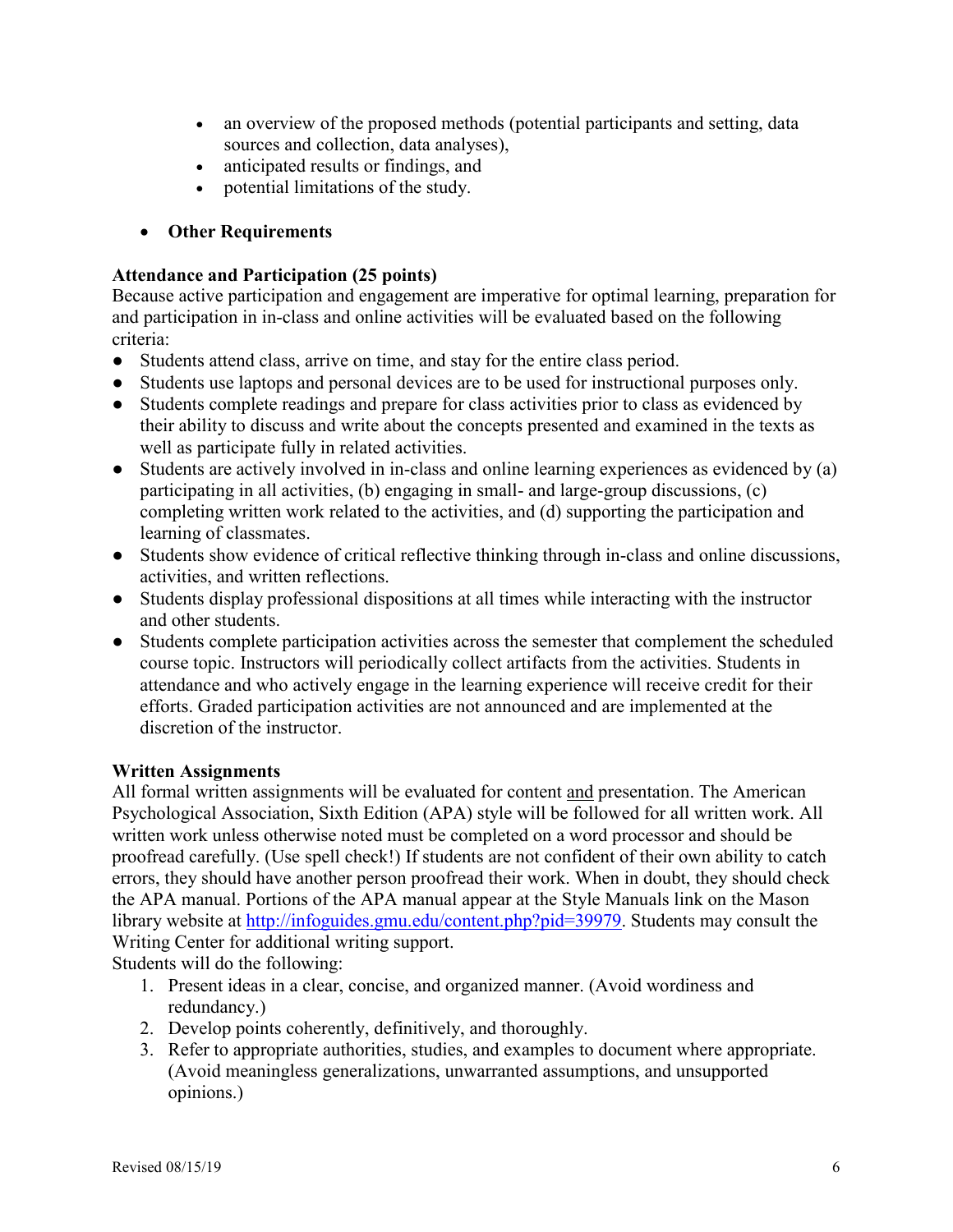- an overview of the proposed methods (potential participants and setting, data sources and collection, data analyses),
- anticipated results or findings, and
- potential limitations of the study.

- **Other Requirements**

**Attendance and Participation (25 points)**
Because active participation and engagement are imperative for optimal learning, preparation for and participation in in-class and online activities will be evaluated based on the following criteria:

- Students attend class, arrive on time, and stay for the entire class period.
- Students use laptops and personal devices are to be used for instructional purposes only.
- Students complete readings and prepare for class activities prior to class as evidenced by their ability to discuss and write about the concepts presented and examined in the texts as well as participate fully in related activities.
- Students are actively involved in in-class and online learning experiences as evidenced by (a) participating in all activities, (b) engaging in small- and large-group discussions, (c) completing written work related to the activities, and (d) supporting the participation and learning of classmates.
- Students show evidence of critical reflective thinking through in-class and online discussions, activities, and written reflections.
- Students display professional dispositions at all times while interacting with the instructor and other students.
- Students complete participation activities across the semester that complement the scheduled course topic. Instructors will periodically collect artifacts from the activities. Students in attendance and who actively engage in the learning experience will receive credit for their efforts. Graded participation activities are not announced and are implemented at the discretion of the instructor.

**Written Assignments**
All formal written assignments will be evaluated for content and presentation. The American Psychological Association, Sixth Edition (APA) style will be followed for all written work. All written work unless otherwise noted must be completed on a word processor and should be proofread carefully. (Use spell check!) If students are not confident of their own ability to catch errors, they should have another person proofread their work. When in doubt, they should check the APA manual. Portions of the APA manual appear at the Style Manuals link on the Mason library website at http://infoguides.gmu.edu/content.php?pid=39979. Students may consult the Writing Center for additional writing support.
Students will do the following:

1. Present ideas in a clear, concise, and organized manner. (Avoid wordiness and redundancy.)
2. Develop points coherently, definitively, and thoroughly.
3. Refer to appropriate authorities, studies, and examples to document where appropriate. (Avoid meaningless generalizations, unwarranted assumptions, and unsupported opinions.)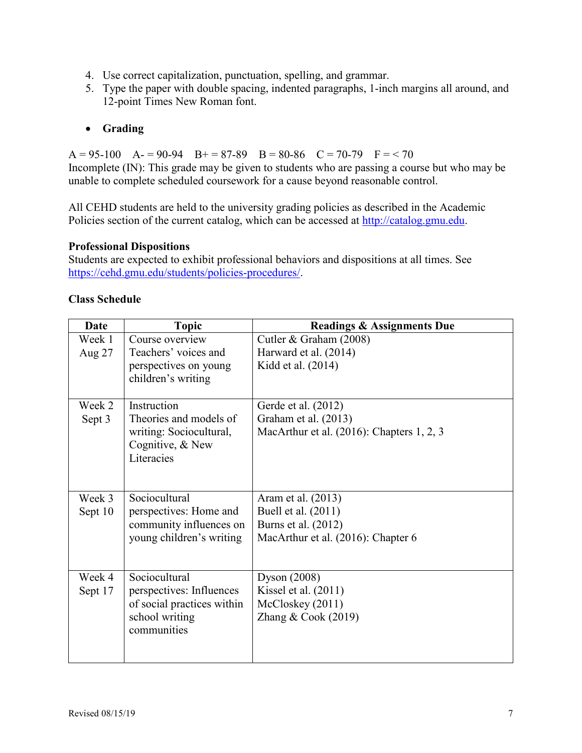4. Use correct capitalization, punctuation, spelling, and grammar.
5. Type the paper with double spacing, indented paragraphs, 1-inch margins all around, and 12-point Times New Roman font.

- **Grading**

A = 95-100 A- = 90-94 B+ = 87-89 B = 80-86 C = 70-79 F = < 70
Incomplete (IN): This grade may be given to students who are passing a course but who may be unable to complete scheduled coursework for a cause beyond reasonable control.

All CEHD students are held to the university grading policies as described in the Academic Policies section of the current catalog, which can be accessed at http://catalog.gmu.edu.

**Professional Dispositions**
Students are expected to exhibit professional behaviors and dispositions at all times. See https://cehd.gmu.edu/students/policies-procedures/.

**Class Schedule**

| Date | Topic | Readings & Assignments Due |
|---|---|---|
| Week 1<br>Aug 27 | Course overview<br>Teachers' voices and perspectives on young children's writing | Cutler & Graham (2008)<br>Harward et al. (2014)<br>Kidd et al. (2014) |
| Week 2<br>Sept 3 | Instruction<br>Theories and models of writing: Sociocultural, Cognitive, & New Literacies | Gerde et al. (2012)<br>Graham et al. (2013)<br>MacArthur et al. (2016): Chapters 1, 2, 3 |
| Week 3<br>Sept 10 | Sociocultural perspectives: Home and community influences on young children's writing | Aram et al. (2013)<br>Buell et al. (2011)<br>Burns et al. (2012)<br>MacArthur et al. (2016): Chapter 6 |
| Week 4<br>Sept 17 | Sociocultural perspectives: Influences of social practices within school writing communities | Dyson (2008)<br>Kissel et al. (2011)<br>McCloskey (2011)<br>Zhang & Cook (2019) |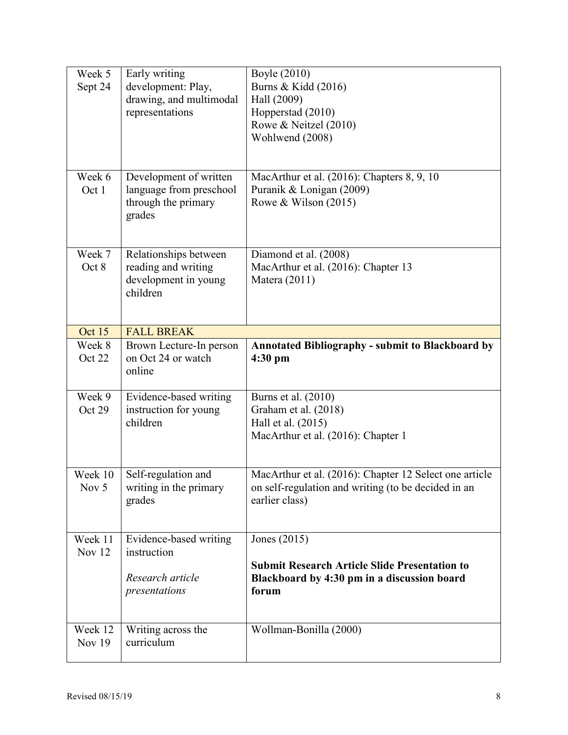| | | |
|---|---|---|
| Week 5<br>Sept 24 | Early writing development: Play, drawing, and multimodal representations | Boyle (2010)<br>Burns & Kidd (2016)<br>Hall (2009)<br>Hopperstad (2010)<br>Rowe & Neitzel (2010)<br>Wohlwend (2008) |
| Week 6<br>Oct 1 | Development of written language from preschool through the primary grades | MacArthur et al. (2016): Chapters 8, 9, 10<br>Puranik & Lonigan (2009)<br>Rowe & Wilson (2015) |
| Week 7<br>Oct 8 | Relationships between reading and writing development in young children | Diamond et al. (2008)<br>MacArthur et al. (2016): Chapter 13<br>Matera (2011) |
| Oct 15 | FALL BREAK | |
| Week 8<br>Oct 22 | Brown Lecture-In person on Oct 24 or watch online | **Annotated Bibliography - submit to Blackboard by 4:30 pm** |
| Week 9<br>Oct 29 | Evidence-based writing instruction for young children | Burns et al. (2010)<br>Graham et al. (2018)<br>Hall et al. (2015)<br>MacArthur et al. (2016): Chapter 1 |
| Week 10<br>Nov 5 | Self-regulation and writing in the primary grades | MacArthur et al. (2016): Chapter 12 Select one article on self-regulation and writing (to be decided in an earlier class) |
| Week 11<br>Nov 12 | Evidence-based writing instruction<br><br>*Research article presentations* | Jones (2015)<br><br>**Submit Research Article Slide Presentation to Blackboard by 4:30 pm in a discussion board forum** |
| Week 12<br>Nov 19 | Writing across the curriculum | Wollman-Bonilla (2000) |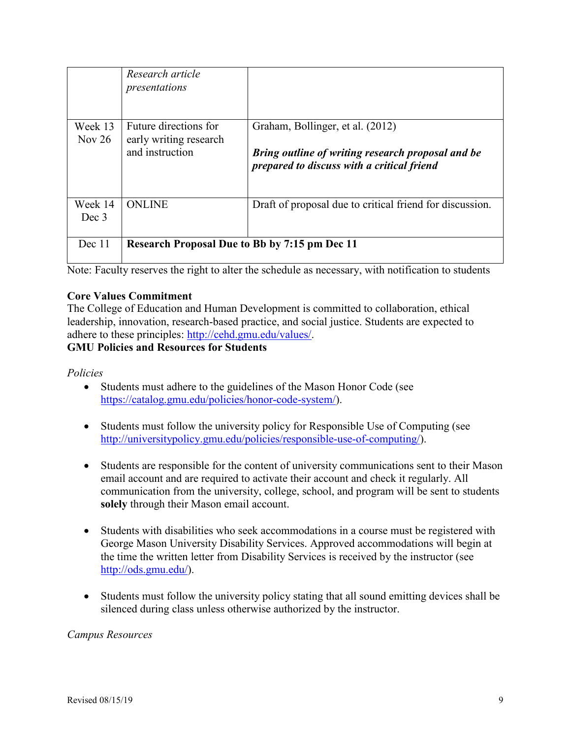| | | |
|---|---|---|
| | *Research article presentations* | |
| Week 13 Nov 26 | Future directions for early writing research and instruction | Graham, Bollinger, et al. (2012)<br><br>***Bring outline of writing research proposal and be prepared to discuss with a critical friend*** |
| Week 14 Dec 3 | ONLINE | Draft of proposal due to critical friend for discussion. |
| Dec 11 | **Research Proposal Due to Bb by 7:15 pm Dec 11** | |

Note: Faculty reserves the right to alter the schedule as necessary, with notification to students

**Core Values Commitment**

The College of Education and Human Development is committed to collaboration, ethical leadership, innovation, research-based practice, and social justice. Students are expected to adhere to these principles: http://cehd.gmu.edu/values/.

**GMU Policies and Resources for Students**

*Policies*

- Students must adhere to the guidelines of the Mason Honor Code (see https://catalog.gmu.edu/policies/honor-code-system/).

- Students must follow the university policy for Responsible Use of Computing (see http://universitypolicy.gmu.edu/policies/responsible-use-of-computing/).

- Students are responsible for the content of university communications sent to their Mason email account and are required to activate their account and check it regularly. All communication from the university, college, school, and program will be sent to students **solely** through their Mason email account.

- Students with disabilities who seek accommodations in a course must be registered with George Mason University Disability Services. Approved accommodations will begin at the time the written letter from Disability Services is received by the instructor (see http://ods.gmu.edu/).

- Students must follow the university policy stating that all sound emitting devices shall be silenced during class unless otherwise authorized by the instructor.

*Campus Resources*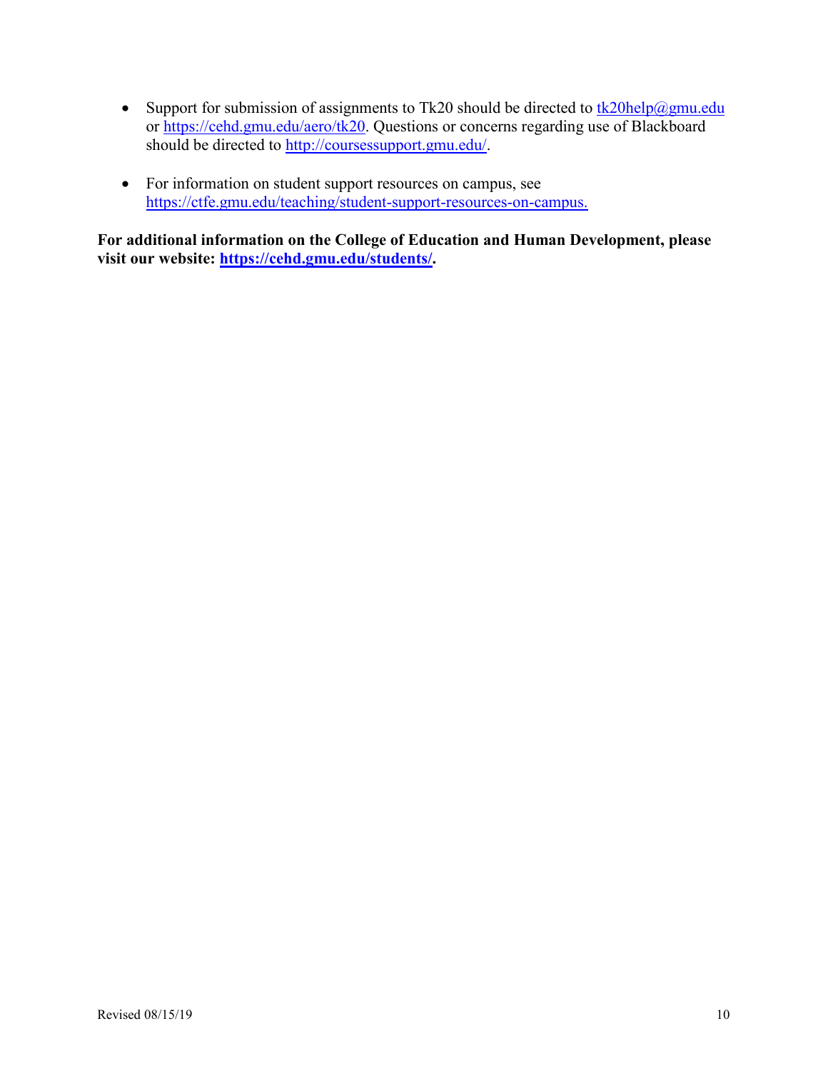- Support for submission of assignments to Tk20 should be directed to tk20help@gmu.edu or https://cehd.gmu.edu/aero/tk20. Questions or concerns regarding use of Blackboard should be directed to http://coursessupport.gmu.edu/.

- For information on student support resources on campus, see https://ctfe.gmu.edu/teaching/student-support-resources-on-campus.

**For additional information on the College of Education and Human Development, please visit our website: https://cehd.gmu.edu/students/.**

Revised 08/15/19